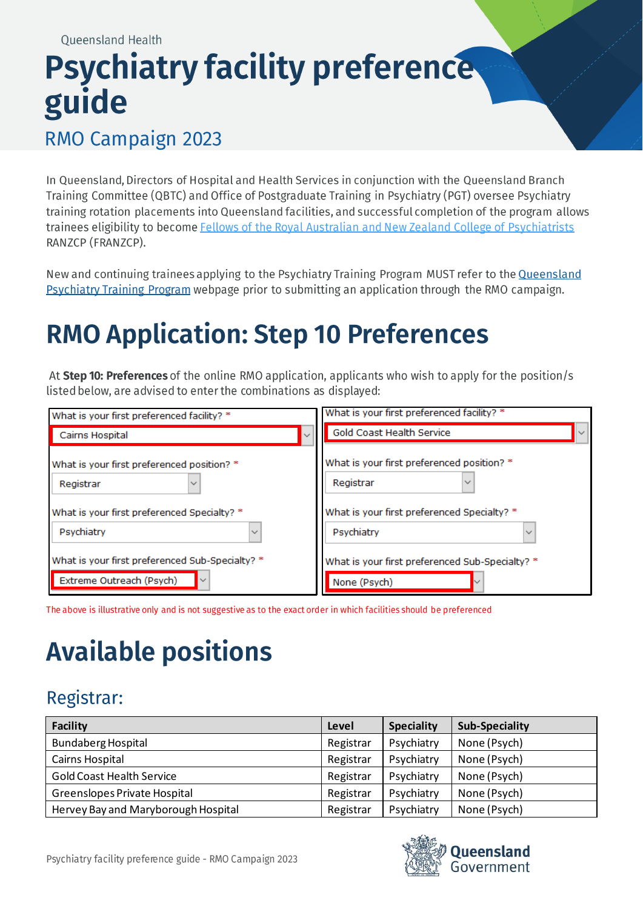Queensland Health

# Psychiatry facility preference guide

## RMO Campaign 2023

In Queensland, Directors of Hospital and Health Services in conjunction with the Queensland Branch Training Committee (QBTC) and Office of Postgraduate Training in Psychiatry (PGT) oversee Psychiatry training rotation placements into Queensland facilities, and successful completion of the program allows trainees eligibility to become Fellows of the Royal Australian and New Zealand College of Psychiatrists RANZCP (FRANZCP).

New and continuing trainees applying to the Psychiatry Training Program MUST refer to the Queensland Psychiatry Training Program webpage prior to submitting an application through the RMO campaign.

# RMO Application: Step 10 Preferences

At **Step 10: Preferences** of the online RMO application, applicants who wish to apply for the position/s listed below, are advised to enter the combinations as displayed:

| Example 1 | Example 2 |
|---|---|
| What is your first preferenced facility? * Cairns Hospital | What is your first preferenced facility? * Gold Coast Health Service |
| What is your first preferenced position? * Registrar | What is your first preferenced position? * Registrar |
| What is your first preferenced Specialty? * Psychiatry | What is your first preferenced Specialty? * Psychiatry |
| What is your first preferenced Sub-Specialty? * Extreme Outreach (Psych) | What is your first preferenced Sub-Specialty? * None (Psych) |

The above is illustrative only and is not suggestive as to the exact order in which facilities should be preferenced

# Available positions

## Registrar:

| Facility | Level | Speciality | Sub-Speciality |
|---|---|---|---|
| Bundaberg Hospital | Registrar | Psychiatry | None (Psych) |
| Cairns Hospital | Registrar | Psychiatry | None (Psych) |
| Gold Coast Health Service | Registrar | Psychiatry | None (Psych) |
| Greenslopes Private Hospital | Registrar | Psychiatry | None (Psych) |
| Hervey Bay and Maryborough Hospital | Registrar | Psychiatry | None (Psych) |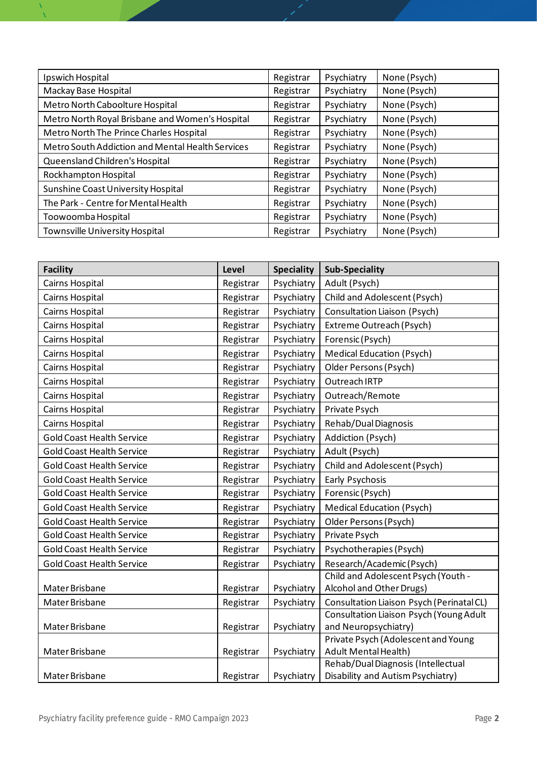| | | | |
|---|---|---|---|
| Ipswich Hospital | Registrar | Psychiatry | None (Psych) |
| Mackay Base Hospital | Registrar | Psychiatry | None (Psych) |
| Metro North Caboolture Hospital | Registrar | Psychiatry | None (Psych) |
| Metro North Royal Brisbane and Women's Hospital | Registrar | Psychiatry | None (Psych) |
| Metro North The Prince Charles Hospital | Registrar | Psychiatry | None (Psych) |
| Metro South Addiction and Mental Health Services | Registrar | Psychiatry | None (Psych) |
| Queensland Children's Hospital | Registrar | Psychiatry | None (Psych) |
| Rockhampton Hospital | Registrar | Psychiatry | None (Psych) |
| Sunshine Coast University Hospital | Registrar | Psychiatry | None (Psych) |
| The Park - Centre for Mental Health | Registrar | Psychiatry | None (Psych) |
| Toowoomba Hospital | Registrar | Psychiatry | None (Psych) |
| Townsville University Hospital | Registrar | Psychiatry | None (Psych) |

| Facility | Level | Speciality | Sub-Speciality |
|---|---|---|---|
| Cairns Hospital | Registrar | Psychiatry | Adult (Psych) |
| Cairns Hospital | Registrar | Psychiatry | Child and Adolescent (Psych) |
| Cairns Hospital | Registrar | Psychiatry | Consultation Liaison (Psych) |
| Cairns Hospital | Registrar | Psychiatry | Extreme Outreach (Psych) |
| Cairns Hospital | Registrar | Psychiatry | Forensic (Psych) |
| Cairns Hospital | Registrar | Psychiatry | Medical Education (Psych) |
| Cairns Hospital | Registrar | Psychiatry | Older Persons (Psych) |
| Cairns Hospital | Registrar | Psychiatry | Outreach IRTP |
| Cairns Hospital | Registrar | Psychiatry | Outreach/Remote |
| Cairns Hospital | Registrar | Psychiatry | Private Psych |
| Cairns Hospital | Registrar | Psychiatry | Rehab/Dual Diagnosis |
| Gold Coast Health Service | Registrar | Psychiatry | Addiction (Psych) |
| Gold Coast Health Service | Registrar | Psychiatry | Adult (Psych) |
| Gold Coast Health Service | Registrar | Psychiatry | Child and Adolescent (Psych) |
| Gold Coast Health Service | Registrar | Psychiatry | Early Psychosis |
| Gold Coast Health Service | Registrar | Psychiatry | Forensic (Psych) |
| Gold Coast Health Service | Registrar | Psychiatry | Medical Education (Psych) |
| Gold Coast Health Service | Registrar | Psychiatry | Older Persons (Psych) |
| Gold Coast Health Service | Registrar | Psychiatry | Private Psych |
| Gold Coast Health Service | Registrar | Psychiatry | Psychotherapies (Psych) |
| Gold Coast Health Service | Registrar | Psychiatry | Research/Academic (Psych) |
| Mater Brisbane | Registrar | Psychiatry | Child and Adolescent Psych (Youth - Alcohol and Other Drugs) |
| Mater Brisbane | Registrar | Psychiatry | Consultation Liaison Psych (Perinatal CL) |
| Mater Brisbane | Registrar | Psychiatry | Consultation Liaison Psych (Young Adult and Neuropsychiatry) |
| Mater Brisbane | Registrar | Psychiatry | Private Psych (Adolescent and Young Adult Mental Health) |
| Mater Brisbane | Registrar | Psychiatry | Rehab/Dual Diagnosis (Intellectual Disability and Autism Psychiatry) |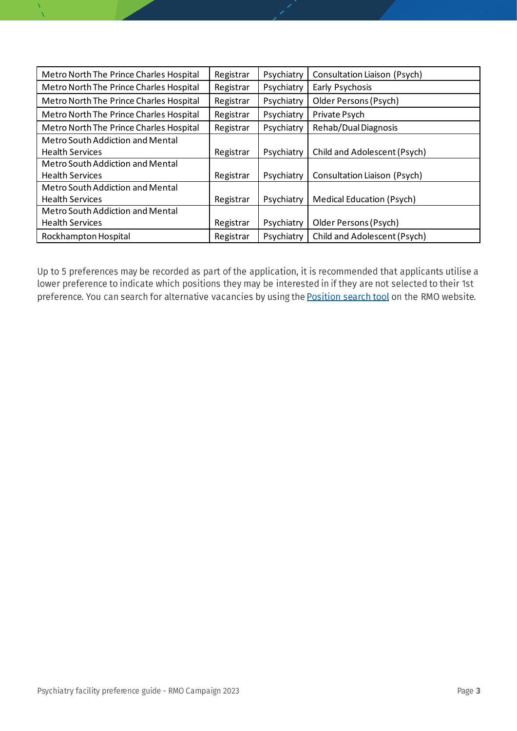| | | | |
|---|---|---|---|
| Metro North The Prince Charles Hospital | Registrar | Psychiatry | Consultation Liaison (Psych) |
| Metro North The Prince Charles Hospital | Registrar | Psychiatry | Early Psychosis |
| Metro North The Prince Charles Hospital | Registrar | Psychiatry | Older Persons (Psych) |
| Metro North The Prince Charles Hospital | Registrar | Psychiatry | Private Psych |
| Metro North The Prince Charles Hospital | Registrar | Psychiatry | Rehab/Dual Diagnosis |
| Metro South Addiction and Mental Health Services | Registrar | Psychiatry | Child and Adolescent (Psych) |
| Metro South Addiction and Mental Health Services | Registrar | Psychiatry | Consultation Liaison (Psych) |
| Metro South Addiction and Mental Health Services | Registrar | Psychiatry | Medical Education (Psych) |
| Metro South Addiction and Mental Health Services | Registrar | Psychiatry | Older Persons (Psych) |
| Rockhampton Hospital | Registrar | Psychiatry | Child and Adolescent (Psych) |

Up to 5 preferences may be recorded as part of the application, it is recommended that applicants utilise a lower preference to indicate which positions they may be interested in if they are not selected to their 1st preference. You can search for alternative vacancies by using the Position search tool on the RMO website.